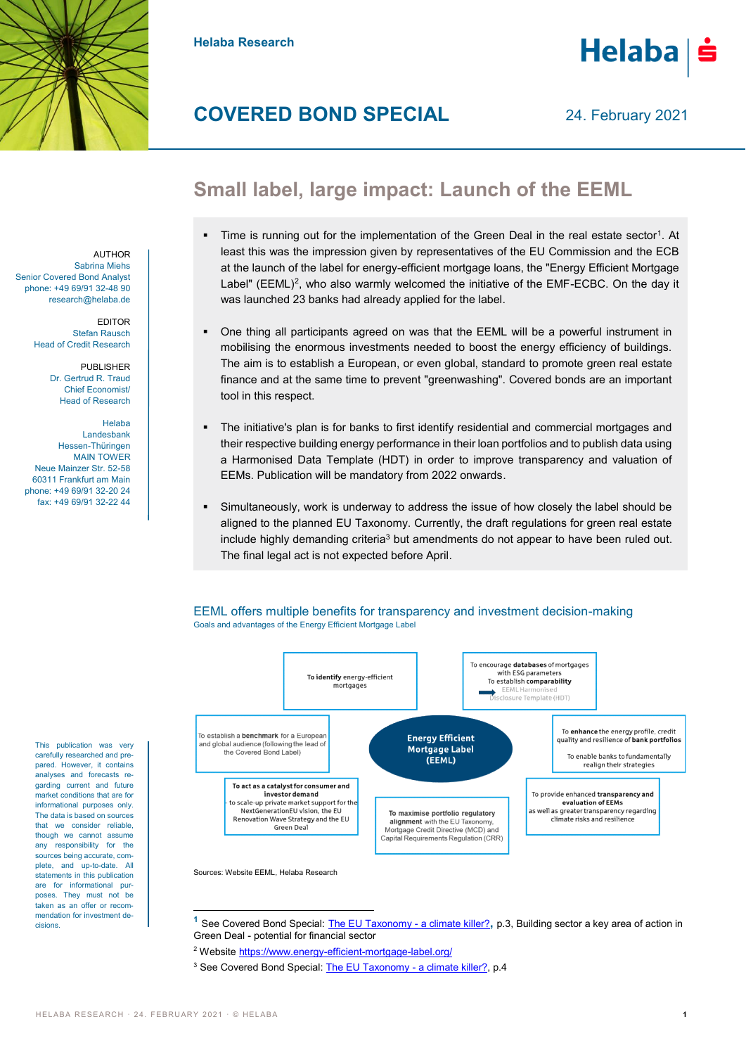Helaba Research

# COVERED BOND SPECIAL

24. February 2021

## Small label, large impact: Launch of the EEML

AUTHOR
Sabrina Miehs
Senior Covered Bond Analyst
phone: +49 69/91 32-48 90
research@helaba.de

EDITOR
Stefan Rausch
Head of Credit Research

PUBLISHER
Dr. Gertrud R. Traud
Chief Economist/
Head of Research

Helaba
Landesbank
Hessen-Thüringen
MAIN TOWER
Neue Mainzer Str. 52-58
60311 Frankfurt am Main
phone: +49 69/91 32-20 24
fax: +49 69/91 32-22 44

- Time is running out for the implementation of the Green Deal in the real estate sector[1]. At least this was the impression given by representatives of the EU Commission and the ECB at the launch of the label for energy-efficient mortgage loans, the "Energy Efficient Mortgage Label" (EEML)[2], who also warmly welcomed the initiative of the EMF-ECBC. On the day it was launched 23 banks had already applied for the label.
- One thing all participants agreed on was that the EEML will be a powerful instrument in mobilising the enormous investments needed to boost the energy efficiency of buildings. The aim is to establish a European, or even global, standard to promote green real estate finance and at the same time to prevent "greenwashing". Covered bonds are an important tool in this respect.
- The initiative's plan is for banks to first identify residential and commercial mortgages and their respective building energy performance in their loan portfolios and to publish data using a Harmonised Data Template (HDT) in order to improve transparency and valuation of EEMs. Publication will be mandatory from 2022 onwards.
- Simultaneously, work is underway to address the issue of how closely the label should be aligned to the planned EU Taxonomy. Currently, the draft regulations for green real estate include highly demanding criteria[3] but amendments do not appear to have been ruled out. The final legal act is not expected before April.

### EEML offers multiple benefits for transparency and investment decision-making

Goals and advantages of the Energy Efficient Mortgage Label

Energy Efficient Mortgage Label (EEML)

To **identify** energy-efficient mortgages

To encourage **databases** of mortgages with ESG parameters
To establish **comparability**
EEML Harmonised Disclosure Template (HDT)

To establish a **benchmark** for a European and global audience (following the lead of the Covered Bond Label)

To **enhance** the energy profile, credit quality and resilience of **bank portfolios**
To enable banks to fundamentally realign their strategies

**To act as a catalyst for consumer and investor demand**
to scale-up private market support for the NextGenerationEU vision, the EU Renovation Wave Strategy and the EU Green Deal

**To maximise portfolio regulatory alignment** with the EU Taxonomy, Mortgage Credit Directive (MCD) and Capital Requirements Regulation (CRR)

To provide enhanced **transparency and evaluation of EEMs**
as well as greater transparency regarding climate risks and resilience

Sources: Website EEML, Helaba Research

This publication was very carefully researched and prepared. However, it contains analyses and forecasts regarding current and future market conditions that are for informational purposes only. The data is based on sources that we consider reliable, though we cannot assume any responsibility for the sources being accurate, complete, and up-to-date. All statements in this publication are for informational purposes. They must not be taken as an offer or recommendation for investment decisions.

[1] See Covered Bond Special: The EU Taxonomy - a climate killer?, p.3, Building sector a key area of action in Green Deal - potential for financial sector

[2] Website https://www.energy-efficient-mortgage-label.org/

[3] See Covered Bond Special: The EU Taxonomy - a climate killer?, p.4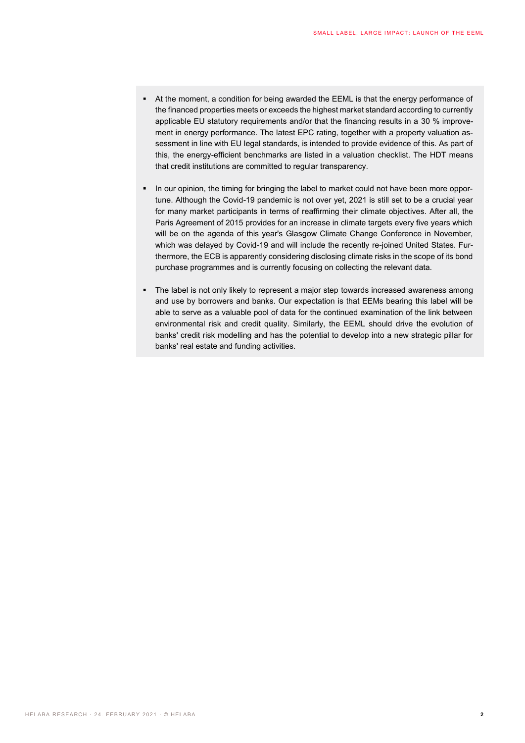- At the moment, a condition for being awarded the EEML is that the energy performance of the financed properties meets or exceeds the highest market standard according to currently applicable EU statutory requirements and/or that the financing results in a 30 % improvement in energy performance. The latest EPC rating, together with a property valuation assessment in line with EU legal standards, is intended to provide evidence of this. As part of this, the energy-efficient benchmarks are listed in a valuation checklist. The HDT means that credit institutions are committed to regular transparency.

- In our opinion, the timing for bringing the label to market could not have been more opportune. Although the Covid-19 pandemic is not over yet, 2021 is still set to be a crucial year for many market participants in terms of reaffirming their climate objectives. After all, the Paris Agreement of 2015 provides for an increase in climate targets every five years which will be on the agenda of this year's Glasgow Climate Change Conference in November, which was delayed by Covid-19 and will include the recently re-joined United States. Furthermore, the ECB is apparently considering disclosing climate risks in the scope of its bond purchase programmes and is currently focusing on collecting the relevant data.

- The label is not only likely to represent a major step towards increased awareness among and use by borrowers and banks. Our expectation is that EEMs bearing this label will be able to serve as a valuable pool of data for the continued examination of the link between environmental risk and credit quality. Similarly, the EEML should drive the evolution of banks' credit risk modelling and has the potential to develop into a new strategic pillar for banks' real estate and funding activities.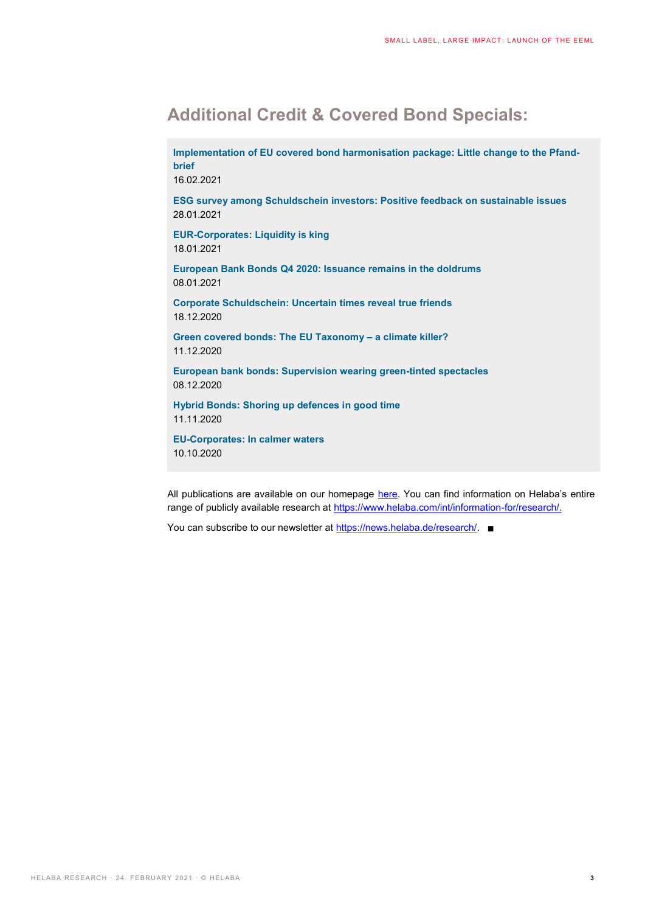## Additional Credit & Covered Bond Specials:

**Implementation of EU covered bond harmonisation package: Little change to the Pfandbrief**
16.02.2021

**ESG survey among Schuldschein investors: Positive feedback on sustainable issues**
28.01.2021

**EUR-Corporates: Liquidity is king**
18.01.2021

**European Bank Bonds Q4 2020: Issuance remains in the doldrums**
08.01.2021

**Corporate Schuldschein: Uncertain times reveal true friends**
18.12.2020

**Green covered bonds: The EU Taxonomy – a climate killer?**
11.12.2020

**European bank bonds: Supervision wearing green-tinted spectacles**
08.12.2020

**Hybrid Bonds: Shoring up defences in good time**
11.11.2020

**EU-Corporates: In calmer waters**
10.10.2020

All publications are available on our homepage here. You can find information on Helaba's entire range of publicly available research at https://www.helaba.com/int/information-for/research/.

You can subscribe to our newsletter at https://news.helaba.de/research/. ■